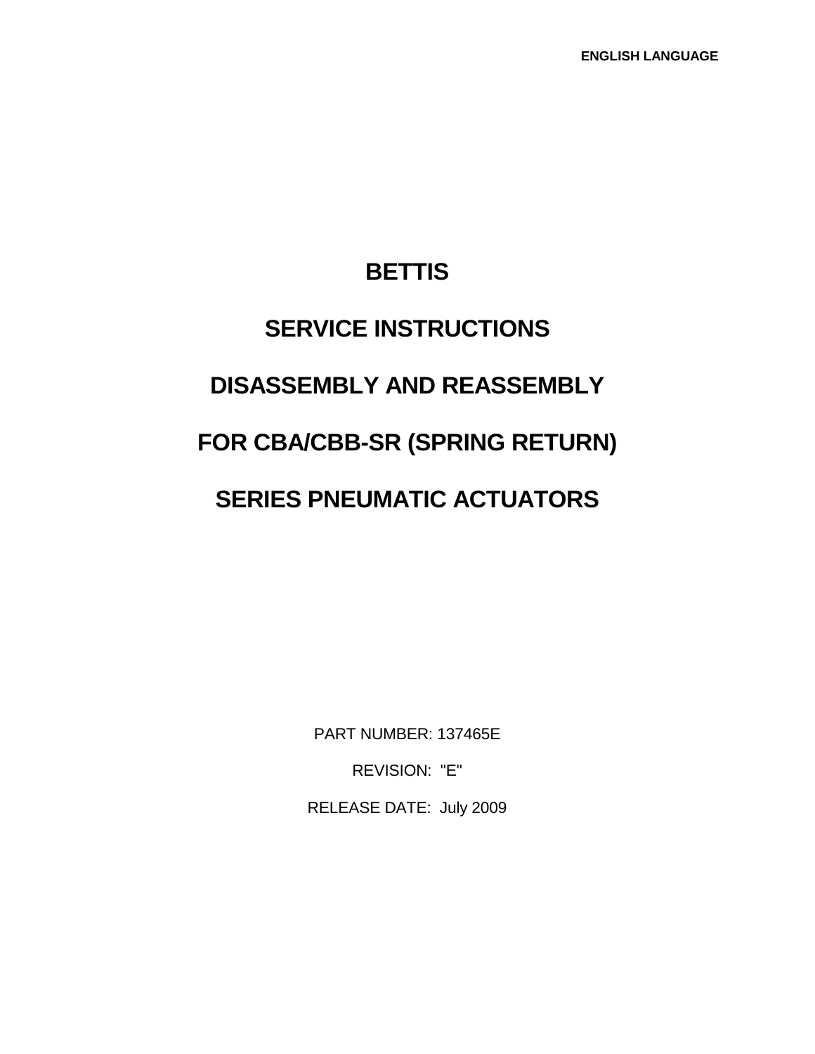ENGLISH LANGUAGE

# BETTIS

# SERVICE INSTRUCTIONS

# DISASSEMBLY AND REASSEMBLY

# FOR CBA/CBB-SR (SPRING RETURN)

# SERIES PNEUMATIC ACTUATORS

PART NUMBER: 137465E

REVISION: "E"

RELEASE DATE: July 2009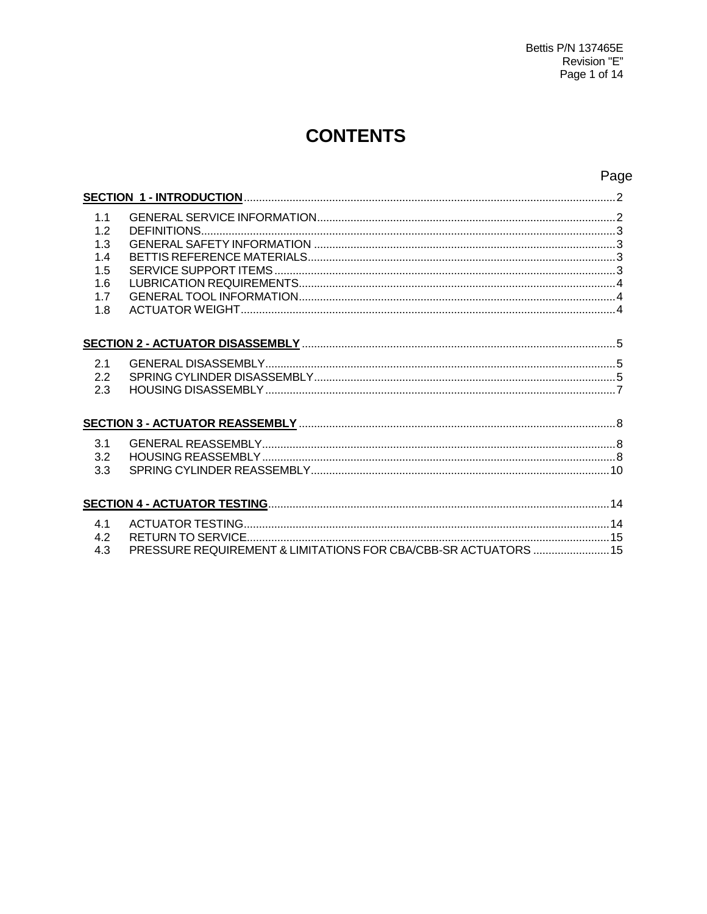# CONTENTS

| | | Page |
|---|---|---|
| **SECTION 1 - INTRODUCTION** | | 2 |
| 1.1 | GENERAL SERVICE INFORMATION | 2 |
| 1.2 | DEFINITIONS | 3 |
| 1.3 | GENERAL SAFETY INFORMATION | 3 |
| 1.4 | BETTIS REFERENCE MATERIALS | 3 |
| 1.5 | SERVICE SUPPORT ITEMS | 3 |
| 1.6 | LUBRICATION REQUIREMENTS | 4 |
| 1.7 | GENERAL TOOL INFORMATION | 4 |
| 1.8 | ACTUATOR WEIGHT | 4 |
| **SECTION 2 - ACTUATOR DISASSEMBLY** | | 5 |
| 2.1 | GENERAL DISASSEMBLY | 5 |
| 2.2 | SPRING CYLINDER DISASSEMBLY | 5 |
| 2.3 | HOUSING DISASSEMBLY | 7 |
| **SECTION 3 - ACTUATOR REASSEMBLY** | | 8 |
| 3.1 | GENERAL REASSEMBLY | 8 |
| 3.2 | HOUSING REASSEMBLY | 8 |
| 3.3 | SPRING CYLINDER REASSEMBLY | 10 |
| **SECTION 4 - ACTUATOR TESTING** | | 14 |
| 4.1 | ACTUATOR TESTING | 14 |
| 4.2 | RETURN TO SERVICE | 15 |
| 4.3 | PRESSURE REQUIREMENT & LIMITATIONS FOR CBA/CBB-SR ACTUATORS | 15 |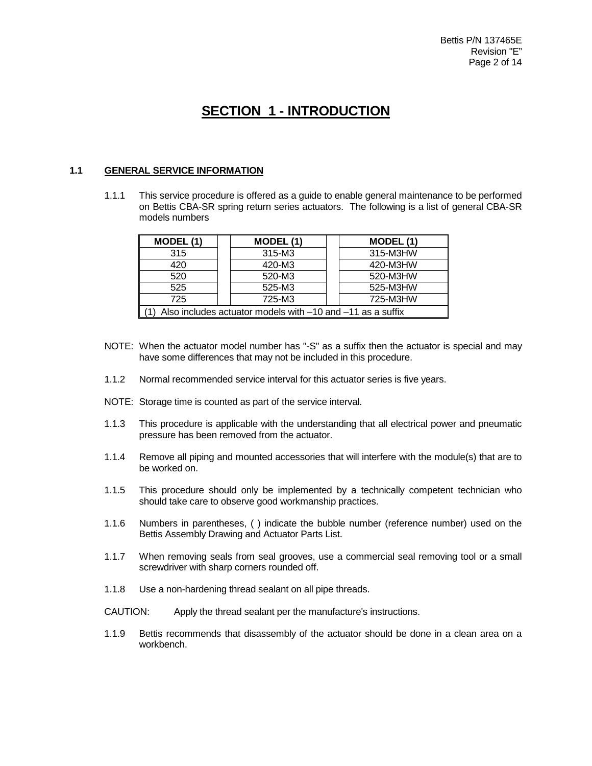# SECTION 1 - INTRODUCTION

## 1.1 GENERAL SERVICE INFORMATION

1.1.1 This service procedure is offered as a guide to enable general maintenance to be performed on Bettis CBA-SR spring return series actuators. The following is a list of general CBA-SR models numbers

| MODEL (1) | | MODEL (1) | | MODEL (1) |
|---|---|---|---|---|
| 315 | | 315-M3 | | 315-M3HW |
| 420 | | 420-M3 | | 420-M3HW |
| 520 | | 520-M3 | | 520-M3HW |
| 525 | | 525-M3 | | 525-M3HW |
| 725 | | 725-M3 | | 725-M3HW |
| (1) Also includes actuator models with –10 and –11 as a suffix | | | | |

NOTE: When the actuator model number has "-S" as a suffix then the actuator is special and may have some differences that may not be included in this procedure.

1.1.2 Normal recommended service interval for this actuator series is five years.

NOTE: Storage time is counted as part of the service interval.

1.1.3 This procedure is applicable with the understanding that all electrical power and pneumatic pressure has been removed from the actuator.

1.1.4 Remove all piping and mounted accessories that will interfere with the module(s) that are to be worked on.

1.1.5 This procedure should only be implemented by a technically competent technician who should take care to observe good workmanship practices.

1.1.6 Numbers in parentheses, ( ) indicate the bubble number (reference number) used on the Bettis Assembly Drawing and Actuator Parts List.

1.1.7 When removing seals from seal grooves, use a commercial seal removing tool or a small screwdriver with sharp corners rounded off.

1.1.8 Use a non-hardening thread sealant on all pipe threads.

CAUTION: Apply the thread sealant per the manufacture's instructions.

1.1.9 Bettis recommends that disassembly of the actuator should be done in a clean area on a workbench.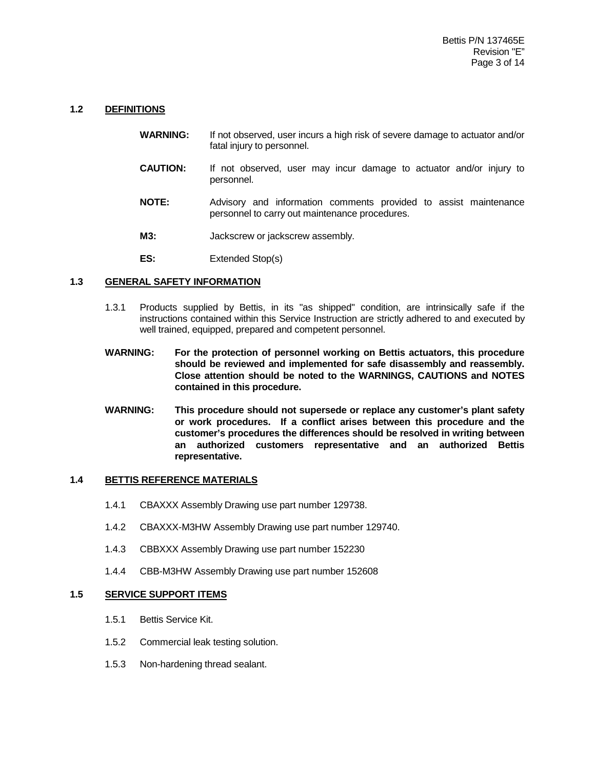### 1.2 DEFINITIONS

**WARNING:** If not observed, user incurs a high risk of severe damage to actuator and/or fatal injury to personnel.

**CAUTION:** If not observed, user may incur damage to actuator and/or injury to personnel.

**NOTE:** Advisory and information comments provided to assist maintenance personnel to carry out maintenance procedures.

**M3:** Jackscrew or jackscrew assembly.

**ES:** Extended Stop(s)

### 1.3 GENERAL SAFETY INFORMATION

1.3.1 Products supplied by Bettis, in its "as shipped" condition, are intrinsically safe if the instructions contained within this Service Instruction are strictly adhered to and executed by well trained, equipped, prepared and competent personnel.

**WARNING: For the protection of personnel working on Bettis actuators, this procedure should be reviewed and implemented for safe disassembly and reassembly. Close attention should be noted to the WARNINGS, CAUTIONS and NOTES contained in this procedure.**

**WARNING: This procedure should not supersede or replace any customer's plant safety or work procedures. If a conflict arises between this procedure and the customer's procedures the differences should be resolved in writing between an authorized customers representative and an authorized Bettis representative.**

### 1.4 BETTIS REFERENCE MATERIALS

1.4.1 CBAXXX Assembly Drawing use part number 129738.

1.4.2 CBAXXX-M3HW Assembly Drawing use part number 129740.

1.4.3 CBBXXX Assembly Drawing use part number 152230

1.4.4 CBB-M3HW Assembly Drawing use part number 152608

### 1.5 SERVICE SUPPORT ITEMS

1.5.1 Bettis Service Kit.

1.5.2 Commercial leak testing solution.

1.5.3 Non-hardening thread sealant.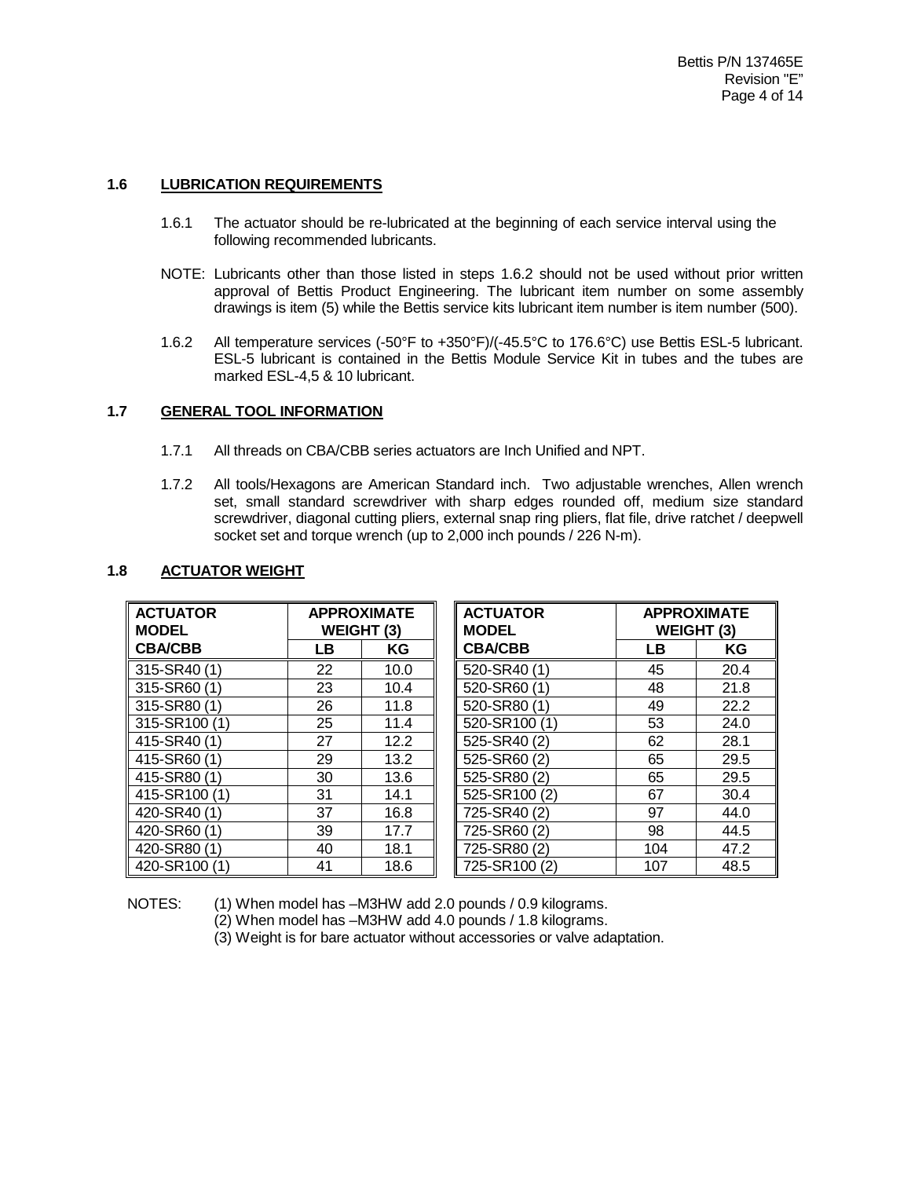## 1.6 LUBRICATION REQUIREMENTS

1.6.1 The actuator should be re-lubricated at the beginning of each service interval using the following recommended lubricants.

NOTE: Lubricants other than those listed in steps 1.6.2 should not be used without prior written approval of Bettis Product Engineering. The lubricant item number on some assembly drawings is item (5) while the Bettis service kits lubricant item number is item number (500).

1.6.2 All temperature services (-50°F to +350°F)/(-45.5°C to 176.6°C) use Bettis ESL-5 lubricant. ESL-5 lubricant is contained in the Bettis Module Service Kit in tubes and the tubes are marked ESL-4,5 & 10 lubricant.

## 1.7 GENERAL TOOL INFORMATION

1.7.1 All threads on CBA/CBB series actuators are Inch Unified and NPT.

1.7.2 All tools/Hexagons are American Standard inch. Two adjustable wrenches, Allen wrench set, small standard screwdriver with sharp edges rounded off, medium size standard screwdriver, diagonal cutting pliers, external snap ring pliers, flat file, drive ratchet / deepwell socket set and torque wrench (up to 2,000 inch pounds / 226 N-m).

## 1.8 ACTUATOR WEIGHT

| ACTUATOR MODEL CBA/CBB | APPROXIMATE WEIGHT (3) | |
|---|---|---|
| | LB | KG |
| 315-SR40 (1) | 22 | 10.0 |
| 315-SR60 (1) | 23 | 10.4 |
| 315-SR80 (1) | 26 | 11.8 |
| 315-SR100 (1) | 25 | 11.4 |
| 415-SR40 (1) | 27 | 12.2 |
| 415-SR60 (1) | 29 | 13.2 |
| 415-SR80 (1) | 30 | 13.6 |
| 415-SR100 (1) | 31 | 14.1 |
| 420-SR40 (1) | 37 | 16.8 |
| 420-SR60 (1) | 39 | 17.7 |
| 420-SR80 (1) | 40 | 18.1 |
| 420-SR100 (1) | 41 | 18.6 |

| ACTUATOR MODEL CBA/CBB | APPROXIMATE WEIGHT (3) | |
|---|---|---|
| | LB | KG |
| 520-SR40 (1) | 45 | 20.4 |
| 520-SR60 (1) | 48 | 21.8 |
| 520-SR80 (1) | 49 | 22.2 |
| 520-SR100 (1) | 53 | 24.0 |
| 525-SR40 (2) | 62 | 28.1 |
| 525-SR60 (2) | 65 | 29.5 |
| 525-SR80 (2) | 65 | 29.5 |
| 525-SR100 (2) | 67 | 30.4 |
| 725-SR40 (2) | 97 | 44.0 |
| 725-SR60 (2) | 98 | 44.5 |
| 725-SR80 (2) | 104 | 47.2 |
| 725-SR100 (2) | 107 | 48.5 |

NOTES:
(1) When model has –M3HW add 2.0 pounds / 0.9 kilograms.
(2) When model has –M3HW add 4.0 pounds / 1.8 kilograms.
(3) Weight is for bare actuator without accessories or valve adaptation.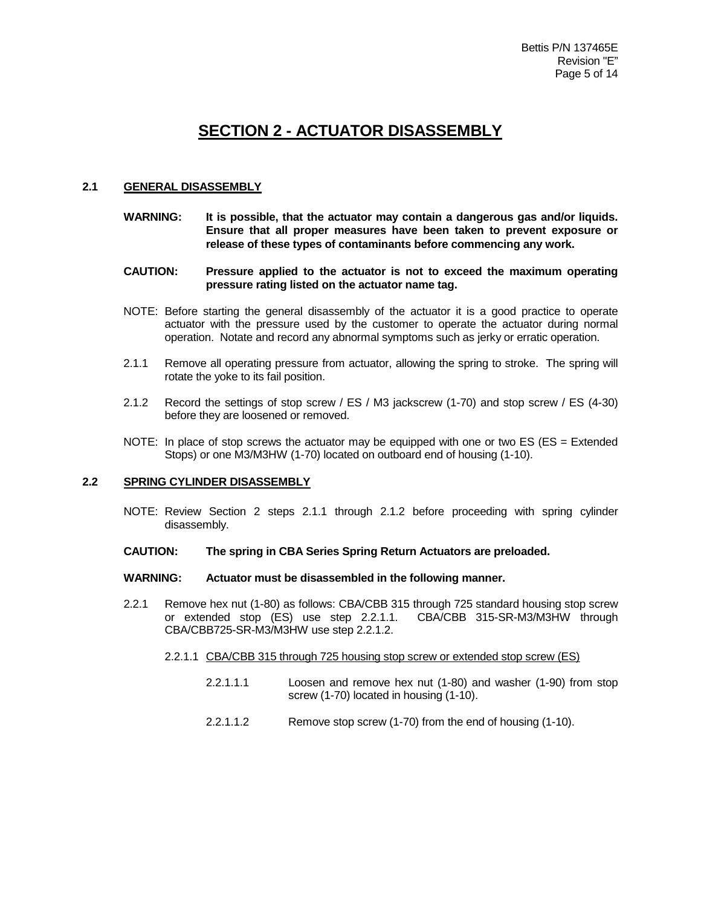# SECTION 2 - ACTUATOR DISASSEMBLY

## 2.1 GENERAL DISASSEMBLY

**WARNING: It is possible, that the actuator may contain a dangerous gas and/or liquids. Ensure that all proper measures have been taken to prevent exposure or release of these types of contaminants before commencing any work.**

**CAUTION: Pressure applied to the actuator is not to exceed the maximum operating pressure rating listed on the actuator name tag.**

NOTE: Before starting the general disassembly of the actuator it is a good practice to operate actuator with the pressure used by the customer to operate the actuator during normal operation. Notate and record any abnormal symptoms such as jerky or erratic operation.

2.1.1 Remove all operating pressure from actuator, allowing the spring to stroke. The spring will rotate the yoke to its fail position.

2.1.2 Record the settings of stop screw / ES / M3 jackscrew (1-70) and stop screw / ES (4-30) before they are loosened or removed.

NOTE: In place of stop screws the actuator may be equipped with one or two ES (ES = Extended Stops) or one M3/M3HW (1-70) located on outboard end of housing (1-10).

## 2.2 SPRING CYLINDER DISASSEMBLY

NOTE: Review Section 2 steps 2.1.1 through 2.1.2 before proceeding with spring cylinder disassembly.

**CAUTION: The spring in CBA Series Spring Return Actuators are preloaded.**

**WARNING: Actuator must be disassembled in the following manner.**

2.2.1 Remove hex nut (1-80) as follows: CBA/CBB 315 through 725 standard housing stop screw or extended stop (ES) use step 2.2.1.1. CBA/CBB 315-SR-M3/M3HW through CBA/CBB725-SR-M3/M3HW use step 2.2.1.2.

2.2.1.1 <u>CBA/CBB 315 through 725 housing stop screw or extended stop screw (ES)</u>

2.2.1.1.1 Loosen and remove hex nut (1-80) and washer (1-90) from stop screw (1-70) located in housing (1-10).

2.2.1.1.2 Remove stop screw (1-70) from the end of housing (1-10).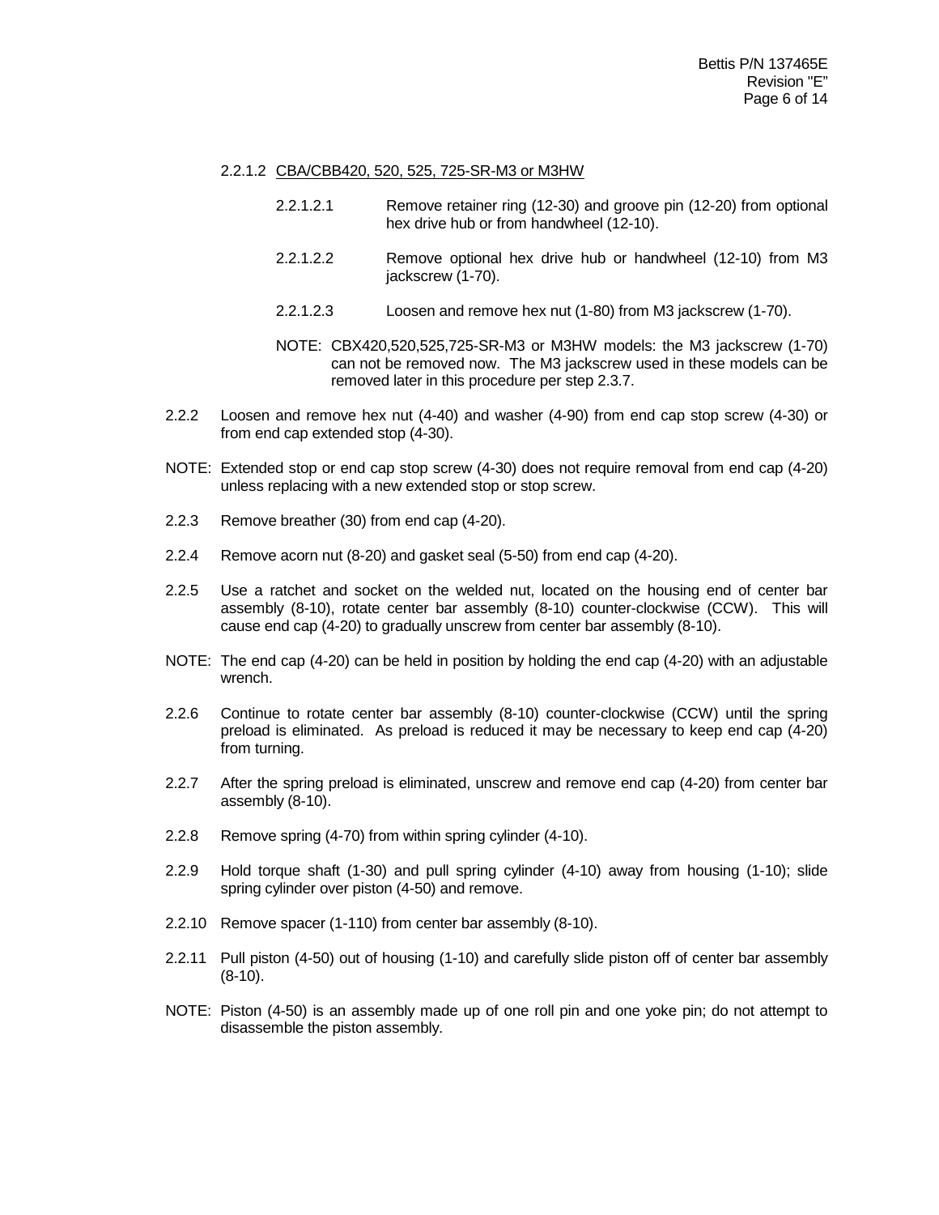2.2.1.2 CBA/CBB420, 520, 525, 725-SR-M3 or M3HW

2.2.1.2.1 Remove retainer ring (12-30) and groove pin (12-20) from optional hex drive hub or from handwheel (12-10).

2.2.1.2.2 Remove optional hex drive hub or handwheel (12-10) from M3 jackscrew (1-70).

2.2.1.2.3 Loosen and remove hex nut (1-80) from M3 jackscrew (1-70).

NOTE: CBX420,520,525,725-SR-M3 or M3HW models: the M3 jackscrew (1-70) can not be removed now. The M3 jackscrew used in these models can be removed later in this procedure per step 2.3.7.

2.2.2 Loosen and remove hex nut (4-40) and washer (4-90) from end cap stop screw (4-30) or from end cap extended stop (4-30).

NOTE: Extended stop or end cap stop screw (4-30) does not require removal from end cap (4-20) unless replacing with a new extended stop or stop screw.

2.2.3 Remove breather (30) from end cap (4-20).

2.2.4 Remove acorn nut (8-20) and gasket seal (5-50) from end cap (4-20).

2.2.5 Use a ratchet and socket on the welded nut, located on the housing end of center bar assembly (8-10), rotate center bar assembly (8-10) counter-clockwise (CCW). This will cause end cap (4-20) to gradually unscrew from center bar assembly (8-10).

NOTE: The end cap (4-20) can be held in position by holding the end cap (4-20) with an adjustable wrench.

2.2.6 Continue to rotate center bar assembly (8-10) counter-clockwise (CCW) until the spring preload is eliminated. As preload is reduced it may be necessary to keep end cap (4-20) from turning.

2.2.7 After the spring preload is eliminated, unscrew and remove end cap (4-20) from center bar assembly (8-10).

2.2.8 Remove spring (4-70) from within spring cylinder (4-10).

2.2.9 Hold torque shaft (1-30) and pull spring cylinder (4-10) away from housing (1-10); slide spring cylinder over piston (4-50) and remove.

2.2.10 Remove spacer (1-110) from center bar assembly (8-10).

2.2.11 Pull piston (4-50) out of housing (1-10) and carefully slide piston off of center bar assembly (8-10).

NOTE: Piston (4-50) is an assembly made up of one roll pin and one yoke pin; do not attempt to disassemble the piston assembly.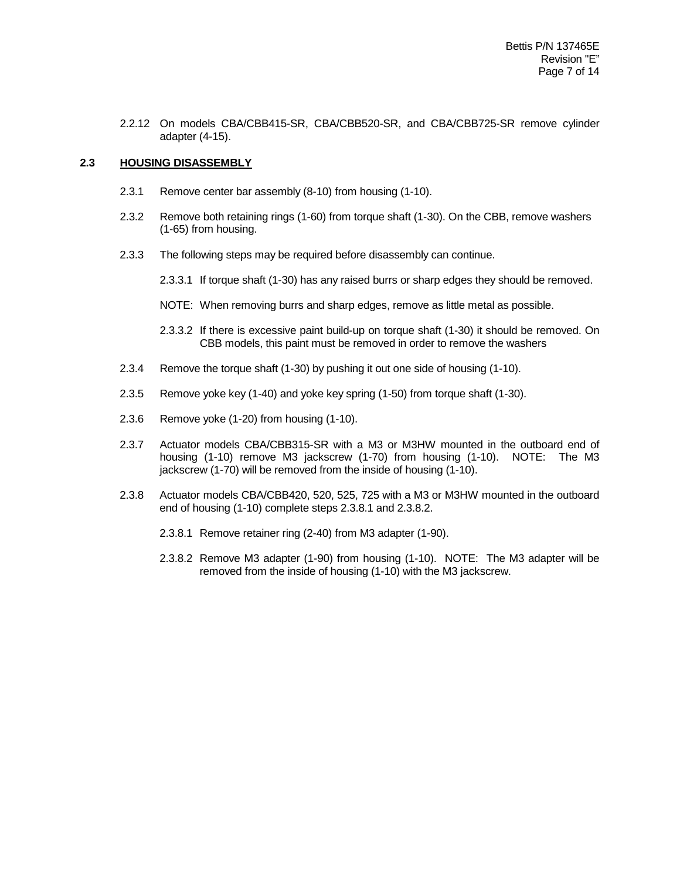2.2.12 On models CBA/CBB415-SR, CBA/CBB520-SR, and CBA/CBB725-SR remove cylinder adapter (4-15).

## 2.3 HOUSING DISASSEMBLY

2.3.1 Remove center bar assembly (8-10) from housing (1-10).

2.3.2 Remove both retaining rings (1-60) from torque shaft (1-30). On the CBB, remove washers (1-65) from housing.

2.3.3 The following steps may be required before disassembly can continue.

2.3.3.1 If torque shaft (1-30) has any raised burrs or sharp edges they should be removed.

NOTE: When removing burrs and sharp edges, remove as little metal as possible.

2.3.3.2 If there is excessive paint build-up on torque shaft (1-30) it should be removed. On CBB models, this paint must be removed in order to remove the washers

2.3.4 Remove the torque shaft (1-30) by pushing it out one side of housing (1-10).

2.3.5 Remove yoke key (1-40) and yoke key spring (1-50) from torque shaft (1-30).

2.3.6 Remove yoke (1-20) from housing (1-10).

2.3.7 Actuator models CBA/CBB315-SR with a M3 or M3HW mounted in the outboard end of housing (1-10) remove M3 jackscrew (1-70) from housing (1-10). NOTE: The M3 jackscrew (1-70) will be removed from the inside of housing (1-10).

2.3.8 Actuator models CBA/CBB420, 520, 525, 725 with a M3 or M3HW mounted in the outboard end of housing (1-10) complete steps 2.3.8.1 and 2.3.8.2.

2.3.8.1 Remove retainer ring (2-40) from M3 adapter (1-90).

2.3.8.2 Remove M3 adapter (1-90) from housing (1-10). NOTE: The M3 adapter will be removed from the inside of housing (1-10) with the M3 jackscrew.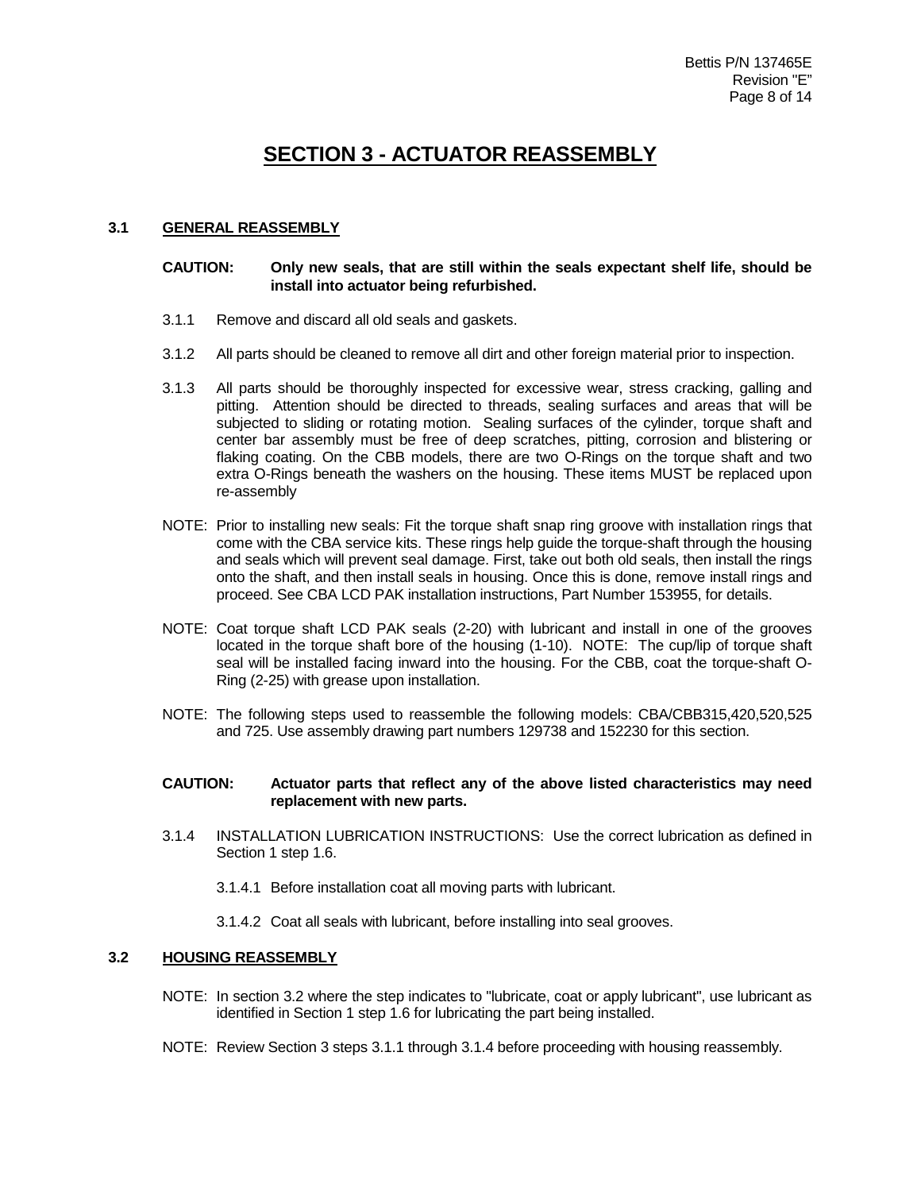# SECTION 3 - ACTUATOR REASSEMBLY

## 3.1 GENERAL REASSEMBLY

**CAUTION: Only new seals, that are still within the seals expectant shelf life, should be install into actuator being refurbished.**

3.1.1 Remove and discard all old seals and gaskets.

3.1.2 All parts should be cleaned to remove all dirt and other foreign material prior to inspection.

3.1.3 All parts should be thoroughly inspected for excessive wear, stress cracking, galling and pitting. Attention should be directed to threads, sealing surfaces and areas that will be subjected to sliding or rotating motion. Sealing surfaces of the cylinder, torque shaft and center bar assembly must be free of deep scratches, pitting, corrosion and blistering or flaking coating. On the CBB models, there are two O-Rings on the torque shaft and two extra O-Rings beneath the washers on the housing. These items MUST be replaced upon re-assembly

NOTE: Prior to installing new seals: Fit the torque shaft snap ring groove with installation rings that come with the CBA service kits. These rings help guide the torque-shaft through the housing and seals which will prevent seal damage. First, take out both old seals, then install the rings onto the shaft, and then install seals in housing. Once this is done, remove install rings and proceed. See CBA LCD PAK installation instructions, Part Number 153955, for details.

NOTE: Coat torque shaft LCD PAK seals (2-20) with lubricant and install in one of the grooves located in the torque shaft bore of the housing (1-10). NOTE: The cup/lip of torque shaft seal will be installed facing inward into the housing. For the CBB, coat the torque-shaft O-Ring (2-25) with grease upon installation.

NOTE: The following steps used to reassemble the following models: CBA/CBB315,420,520,525 and 725. Use assembly drawing part numbers 129738 and 152230 for this section.

**CAUTION: Actuator parts that reflect any of the above listed characteristics may need replacement with new parts.**

3.1.4 INSTALLATION LUBRICATION INSTRUCTIONS: Use the correct lubrication as defined in Section 1 step 1.6.

3.1.4.1 Before installation coat all moving parts with lubricant.

3.1.4.2 Coat all seals with lubricant, before installing into seal grooves.

## 3.2 HOUSING REASSEMBLY

NOTE: In section 3.2 where the step indicates to "lubricate, coat or apply lubricant", use lubricant as identified in Section 1 step 1.6 for lubricating the part being installed.

NOTE: Review Section 3 steps 3.1.1 through 3.1.4 before proceeding with housing reassembly.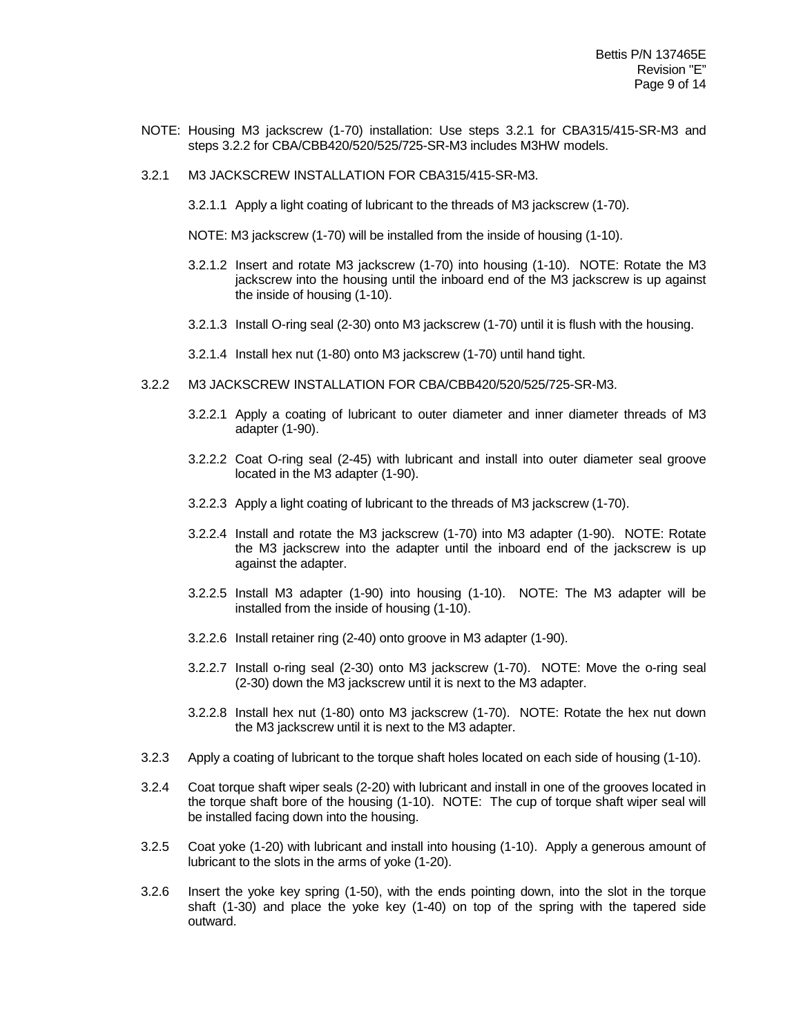NOTE: Housing M3 jackscrew (1-70) installation: Use steps 3.2.1 for CBA315/415-SR-M3 and steps 3.2.2 for CBA/CBB420/520/525/725-SR-M3 includes M3HW models.

3.2.1 M3 JACKSCREW INSTALLATION FOR CBA315/415-SR-M3.

3.2.1.1 Apply a light coating of lubricant to the threads of M3 jackscrew (1-70).

NOTE: M3 jackscrew (1-70) will be installed from the inside of housing (1-10).

3.2.1.2 Insert and rotate M3 jackscrew (1-70) into housing (1-10). NOTE: Rotate the M3 jackscrew into the housing until the inboard end of the M3 jackscrew is up against the inside of housing (1-10).

3.2.1.3 Install O-ring seal (2-30) onto M3 jackscrew (1-70) until it is flush with the housing.

3.2.1.4 Install hex nut (1-80) onto M3 jackscrew (1-70) until hand tight.

3.2.2 M3 JACKSCREW INSTALLATION FOR CBA/CBB420/520/525/725-SR-M3.

3.2.2.1 Apply a coating of lubricant to outer diameter and inner diameter threads of M3 adapter (1-90).

3.2.2.2 Coat O-ring seal (2-45) with lubricant and install into outer diameter seal groove located in the M3 adapter (1-90).

3.2.2.3 Apply a light coating of lubricant to the threads of M3 jackscrew (1-70).

3.2.2.4 Install and rotate the M3 jackscrew (1-70) into M3 adapter (1-90). NOTE: Rotate the M3 jackscrew into the adapter until the inboard end of the jackscrew is up against the adapter.

3.2.2.5 Install M3 adapter (1-90) into housing (1-10). NOTE: The M3 adapter will be installed from the inside of housing (1-10).

3.2.2.6 Install retainer ring (2-40) onto groove in M3 adapter (1-90).

3.2.2.7 Install o-ring seal (2-30) onto M3 jackscrew (1-70). NOTE: Move the o-ring seal (2-30) down the M3 jackscrew until it is next to the M3 adapter.

3.2.2.8 Install hex nut (1-80) onto M3 jackscrew (1-70). NOTE: Rotate the hex nut down the M3 jackscrew until it is next to the M3 adapter.

3.2.3 Apply a coating of lubricant to the torque shaft holes located on each side of housing (1-10).

3.2.4 Coat torque shaft wiper seals (2-20) with lubricant and install in one of the grooves located in the torque shaft bore of the housing (1-10). NOTE: The cup of torque shaft wiper seal will be installed facing down into the housing.

3.2.5 Coat yoke (1-20) with lubricant and install into housing (1-10). Apply a generous amount of lubricant to the slots in the arms of yoke (1-20).

3.2.6 Insert the yoke key spring (1-50), with the ends pointing down, into the slot in the torque shaft (1-30) and place the yoke key (1-40) on top of the spring with the tapered side outward.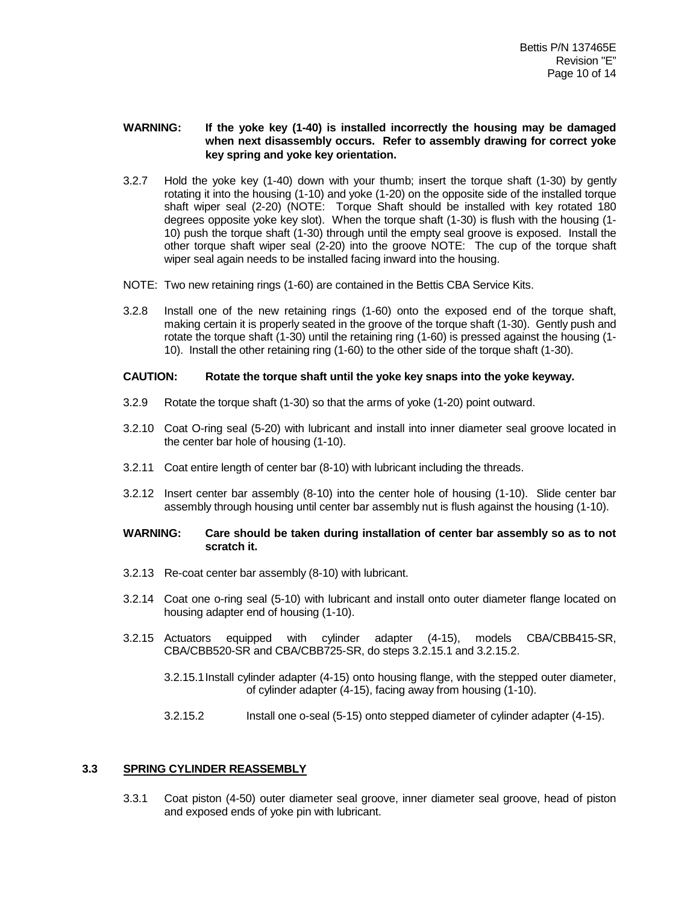**WARNING: If the yoke key (1-40) is installed incorrectly the housing may be damaged when next disassembly occurs. Refer to assembly drawing for correct yoke key spring and yoke key orientation.**

3.2.7 Hold the yoke key (1-40) down with your thumb; insert the torque shaft (1-30) by gently rotating it into the housing (1-10) and yoke (1-20) on the opposite side of the installed torque shaft wiper seal (2-20) (NOTE: Torque Shaft should be installed with key rotated 180 degrees opposite yoke key slot). When the torque shaft (1-30) is flush with the housing (1-10) push the torque shaft (1-30) through until the empty seal groove is exposed. Install the other torque shaft wiper seal (2-20) into the groove NOTE: The cup of the torque shaft wiper seal again needs to be installed facing inward into the housing.

NOTE: Two new retaining rings (1-60) are contained in the Bettis CBA Service Kits.

3.2.8 Install one of the new retaining rings (1-60) onto the exposed end of the torque shaft, making certain it is properly seated in the groove of the torque shaft (1-30). Gently push and rotate the torque shaft (1-30) until the retaining ring (1-60) is pressed against the housing (1-10). Install the other retaining ring (1-60) to the other side of the torque shaft (1-30).

**CAUTION: Rotate the torque shaft until the yoke key snaps into the yoke keyway.**

3.2.9 Rotate the torque shaft (1-30) so that the arms of yoke (1-20) point outward.

3.2.10 Coat O-ring seal (5-20) with lubricant and install into inner diameter seal groove located in the center bar hole of housing (1-10).

3.2.11 Coat entire length of center bar (8-10) with lubricant including the threads.

3.2.12 Insert center bar assembly (8-10) into the center hole of housing (1-10). Slide center bar assembly through housing until center bar assembly nut is flush against the housing (1-10).

**WARNING: Care should be taken during installation of center bar assembly so as to not scratch it.**

3.2.13 Re-coat center bar assembly (8-10) with lubricant.

3.2.14 Coat one o-ring seal (5-10) with lubricant and install onto outer diameter flange located on housing adapter end of housing (1-10).

3.2.15 Actuators equipped with cylinder adapter (4-15), models CBA/CBB415-SR, CBA/CBB520-SR and CBA/CBB725-SR, do steps 3.2.15.1 and 3.2.15.2.

3.2.15.1 Install cylinder adapter (4-15) onto housing flange, with the stepped outer diameter, of cylinder adapter (4-15), facing away from housing (1-10).

3.2.15.2 Install one o-seal (5-15) onto stepped diameter of cylinder adapter (4-15).

## 3.3 SPRING CYLINDER REASSEMBLY

3.3.1 Coat piston (4-50) outer diameter seal groove, inner diameter seal groove, head of piston and exposed ends of yoke pin with lubricant.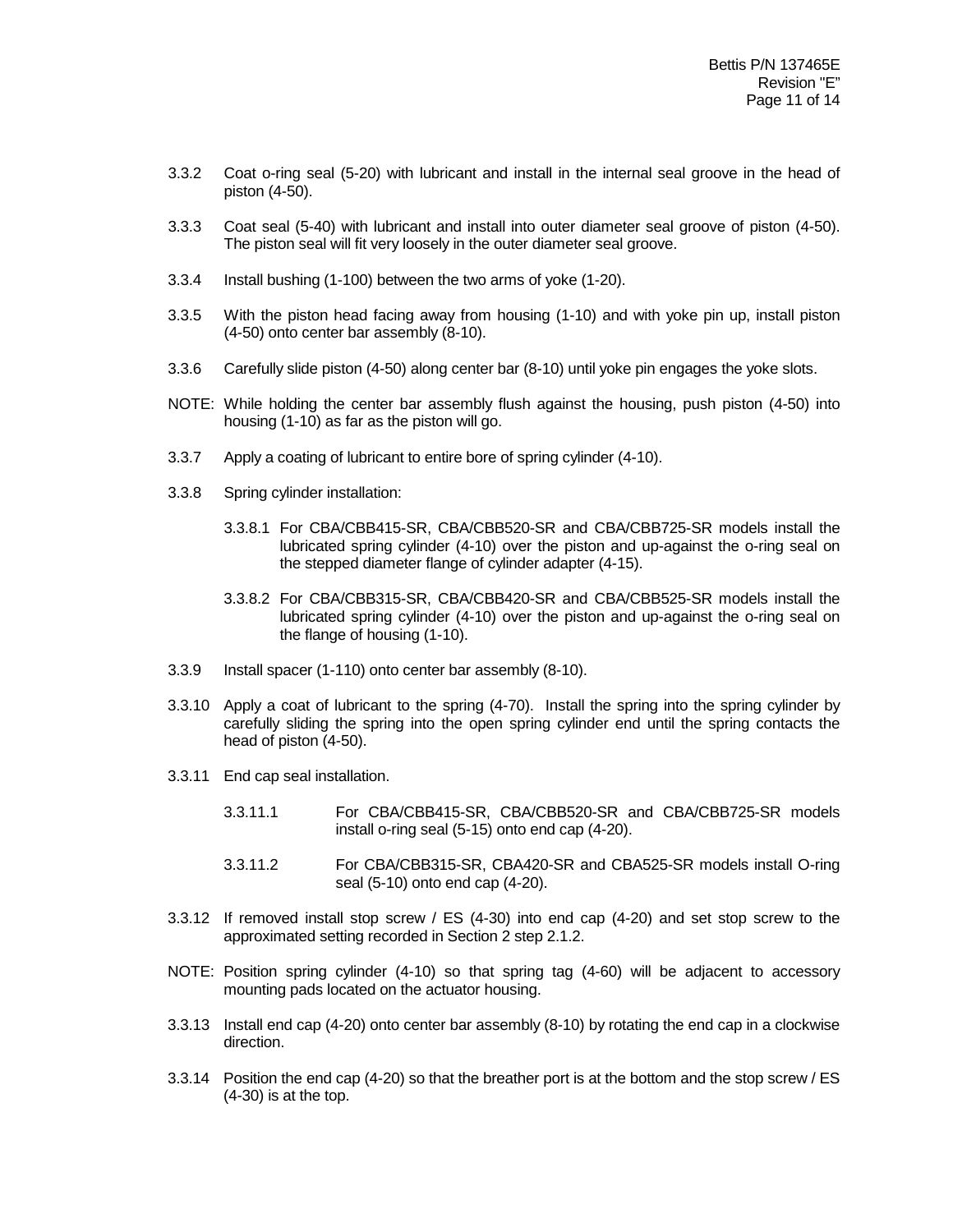3.3.2 Coat o-ring seal (5-20) with lubricant and install in the internal seal groove in the head of piston (4-50).

3.3.3 Coat seal (5-40) with lubricant and install into outer diameter seal groove of piston (4-50). The piston seal will fit very loosely in the outer diameter seal groove.

3.3.4 Install bushing (1-100) between the two arms of yoke (1-20).

3.3.5 With the piston head facing away from housing (1-10) and with yoke pin up, install piston (4-50) onto center bar assembly (8-10).

3.3.6 Carefully slide piston (4-50) along center bar (8-10) until yoke pin engages the yoke slots.

NOTE: While holding the center bar assembly flush against the housing, push piston (4-50) into housing (1-10) as far as the piston will go.

3.3.7 Apply a coating of lubricant to entire bore of spring cylinder (4-10).

3.3.8 Spring cylinder installation:

3.3.8.1 For CBA/CBB415-SR, CBA/CBB520-SR and CBA/CBB725-SR models install the lubricated spring cylinder (4-10) over the piston and up-against the o-ring seal on the stepped diameter flange of cylinder adapter (4-15).

3.3.8.2 For CBA/CBB315-SR, CBA/CBB420-SR and CBA/CBB525-SR models install the lubricated spring cylinder (4-10) over the piston and up-against the o-ring seal on the flange of housing (1-10).

3.3.9 Install spacer (1-110) onto center bar assembly (8-10).

3.3.10 Apply a coat of lubricant to the spring (4-70). Install the spring into the spring cylinder by carefully sliding the spring into the open spring cylinder end until the spring contacts the head of piston (4-50).

3.3.11 End cap seal installation.

3.3.11.1 For CBA/CBB415-SR, CBA/CBB520-SR and CBA/CBB725-SR models install o-ring seal (5-15) onto end cap (4-20).

3.3.11.2 For CBA/CBB315-SR, CBA420-SR and CBA525-SR models install O-ring seal (5-10) onto end cap (4-20).

3.3.12 If removed install stop screw / ES (4-30) into end cap (4-20) and set stop screw to the approximated setting recorded in Section 2 step 2.1.2.

NOTE: Position spring cylinder (4-10) so that spring tag (4-60) will be adjacent to accessory mounting pads located on the actuator housing.

3.3.13 Install end cap (4-20) onto center bar assembly (8-10) by rotating the end cap in a clockwise direction.

3.3.14 Position the end cap (4-20) so that the breather port is at the bottom and the stop screw / ES (4-30) is at the top.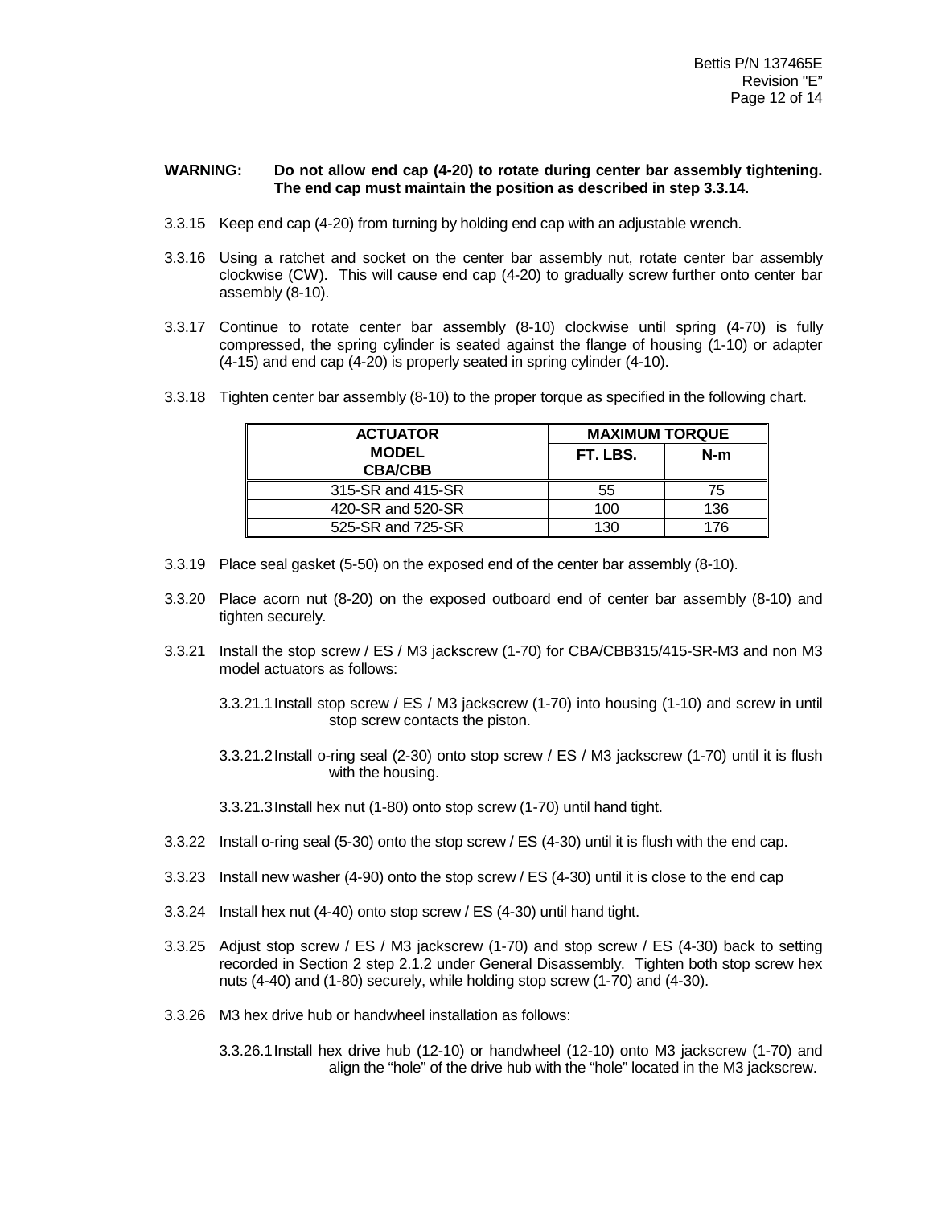**WARNING: Do not allow end cap (4-20) to rotate during center bar assembly tightening. The end cap must maintain the position as described in step 3.3.14.**

3.3.15 Keep end cap (4-20) from turning by holding end cap with an adjustable wrench.

3.3.16 Using a ratchet and socket on the center bar assembly nut, rotate center bar assembly clockwise (CW). This will cause end cap (4-20) to gradually screw further onto center bar assembly (8-10).

3.3.17 Continue to rotate center bar assembly (8-10) clockwise until spring (4-70) is fully compressed, the spring cylinder is seated against the flange of housing (1-10) or adapter (4-15) and end cap (4-20) is properly seated in spring cylinder (4-10).

3.3.18 Tighten center bar assembly (8-10) to the proper torque as specified in the following chart.

| ACTUATOR MODEL CBA/CBB | MAXIMUM TORQUE | |
|---|---|---|
| | FT. LBS. | N-m |
| 315-SR and 415-SR | 55 | 75 |
| 420-SR and 520-SR | 100 | 136 |
| 525-SR and 725-SR | 130 | 176 |

3.3.19 Place seal gasket (5-50) on the exposed end of the center bar assembly (8-10).

3.3.20 Place acorn nut (8-20) on the exposed outboard end of center bar assembly (8-10) and tighten securely.

3.3.21 Install the stop screw / ES / M3 jackscrew (1-70) for CBA/CBB315/415-SR-M3 and non M3 model actuators as follows:

3.3.21.1 Install stop screw / ES / M3 jackscrew (1-70) into housing (1-10) and screw in until stop screw contacts the piston.

3.3.21.2 Install o-ring seal (2-30) onto stop screw / ES / M3 jackscrew (1-70) until it is flush with the housing.

3.3.21.3 Install hex nut (1-80) onto stop screw (1-70) until hand tight.

3.3.22 Install o-ring seal (5-30) onto the stop screw / ES (4-30) until it is flush with the end cap.

3.3.23 Install new washer (4-90) onto the stop screw / ES (4-30) until it is close to the end cap

3.3.24 Install hex nut (4-40) onto stop screw / ES (4-30) until hand tight.

3.3.25 Adjust stop screw / ES / M3 jackscrew (1-70) and stop screw / ES (4-30) back to setting recorded in Section 2 step 2.1.2 under General Disassembly. Tighten both stop screw hex nuts (4-40) and (1-80) securely, while holding stop screw (1-70) and (4-30).

3.3.26 M3 hex drive hub or handwheel installation as follows:

3.3.26.1 Install hex drive hub (12-10) or handwheel (12-10) onto M3 jackscrew (1-70) and align the "hole" of the drive hub with the "hole" located in the M3 jackscrew.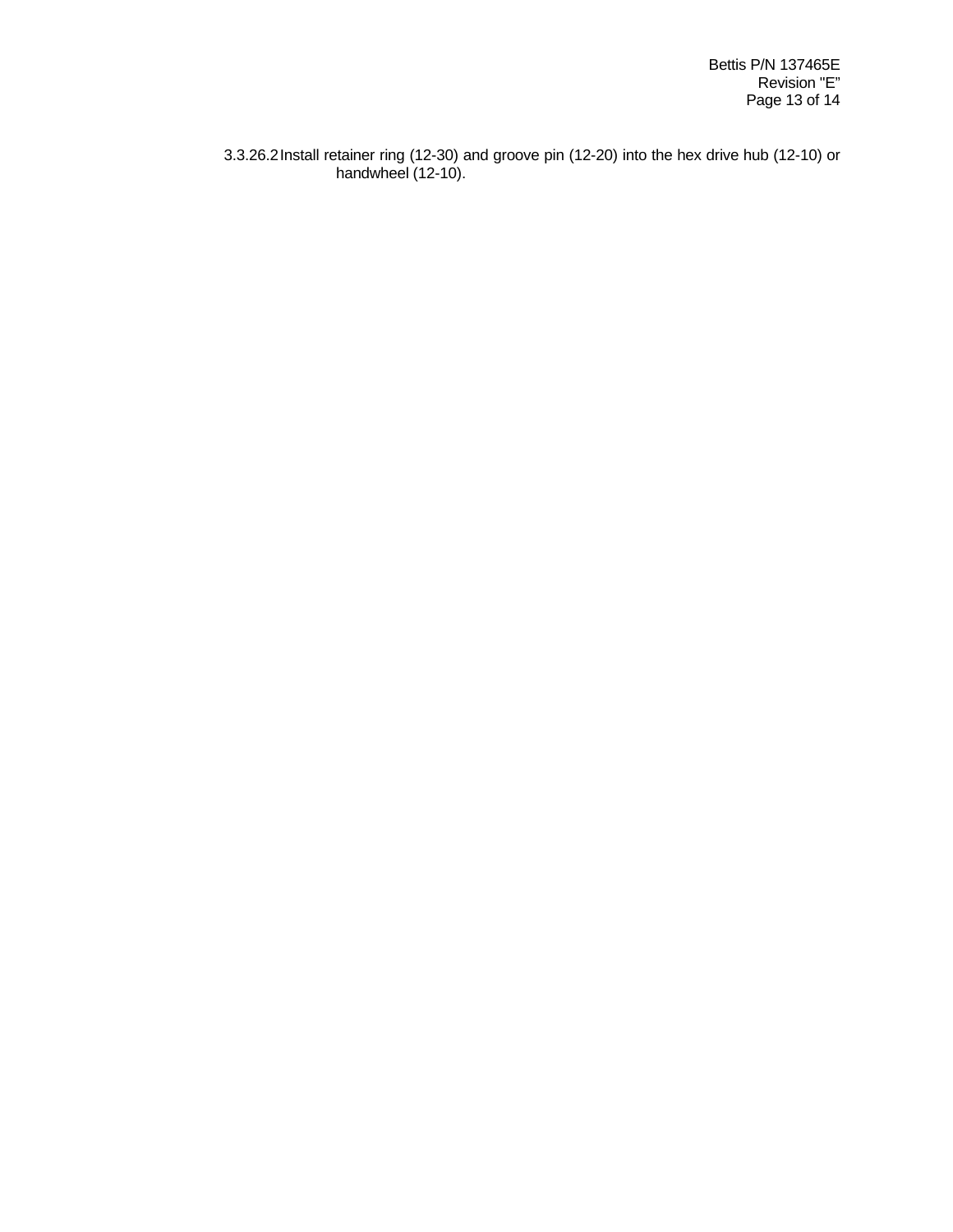3.3.26.2 Install retainer ring (12-30) and groove pin (12-20) into the hex drive hub (12-10) or handwheel (12-10).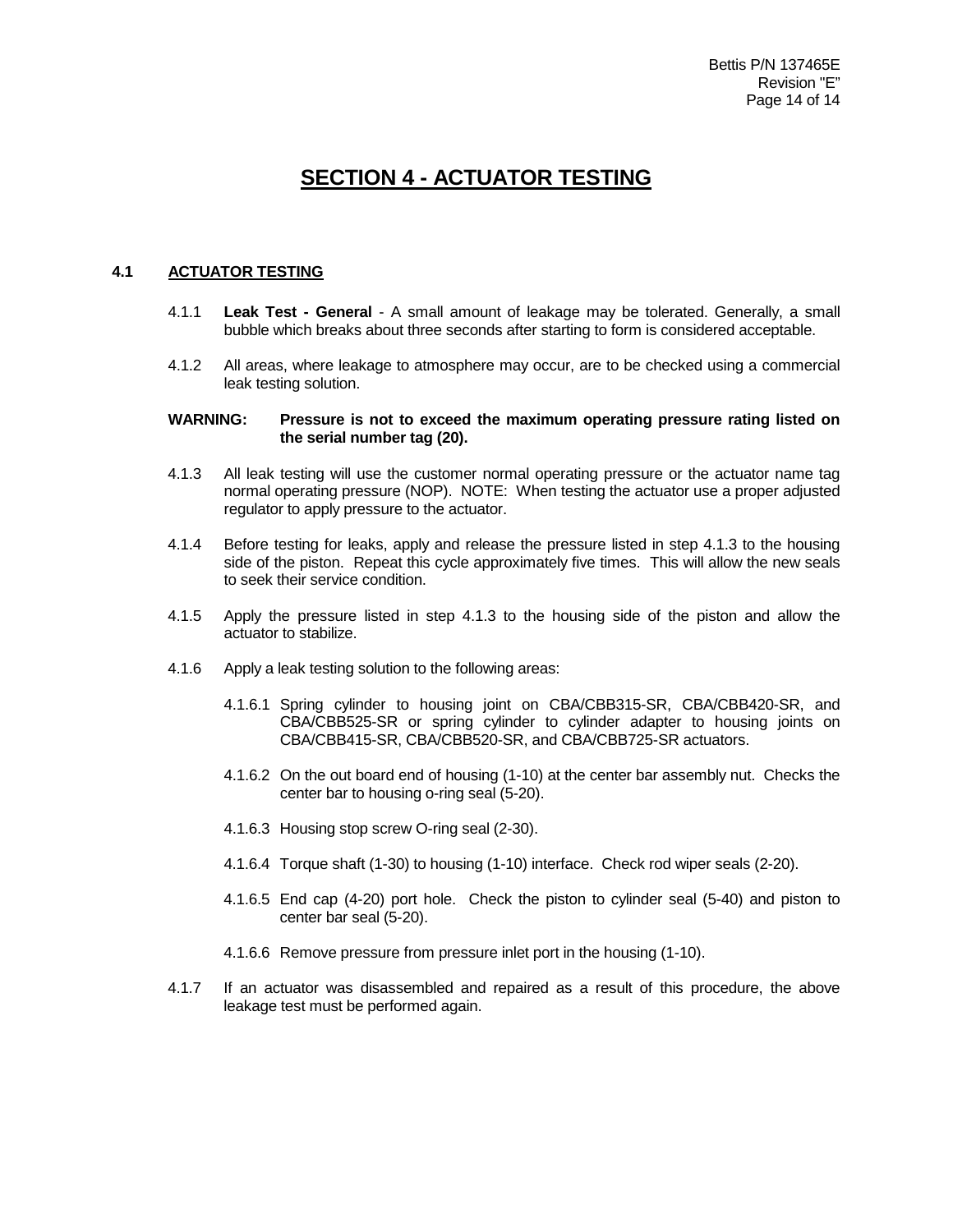# SECTION 4 - ACTUATOR TESTING

## 4.1 ACTUATOR TESTING

4.1.1 **Leak Test - General** - A small amount of leakage may be tolerated. Generally, a small bubble which breaks about three seconds after starting to form is considered acceptable.

4.1.2 All areas, where leakage to atmosphere may occur, are to be checked using a commercial leak testing solution.

**WARNING: Pressure is not to exceed the maximum operating pressure rating listed on the serial number tag (20).**

4.1.3 All leak testing will use the customer normal operating pressure or the actuator name tag normal operating pressure (NOP). NOTE: When testing the actuator use a proper adjusted regulator to apply pressure to the actuator.

4.1.4 Before testing for leaks, apply and release the pressure listed in step 4.1.3 to the housing side of the piston. Repeat this cycle approximately five times. This will allow the new seals to seek their service condition.

4.1.5 Apply the pressure listed in step 4.1.3 to the housing side of the piston and allow the actuator to stabilize.

4.1.6 Apply a leak testing solution to the following areas:

4.1.6.1 Spring cylinder to housing joint on CBA/CBB315-SR, CBA/CBB420-SR, and CBA/CBB525-SR or spring cylinder to cylinder adapter to housing joints on CBA/CBB415-SR, CBA/CBB520-SR, and CBA/CBB725-SR actuators.

4.1.6.2 On the out board end of housing (1-10) at the center bar assembly nut. Checks the center bar to housing o-ring seal (5-20).

4.1.6.3 Housing stop screw O-ring seal (2-30).

4.1.6.4 Torque shaft (1-30) to housing (1-10) interface. Check rod wiper seals (2-20).

4.1.6.5 End cap (4-20) port hole. Check the piston to cylinder seal (5-40) and piston to center bar seal (5-20).

4.1.6.6 Remove pressure from pressure inlet port in the housing (1-10).

4.1.7 If an actuator was disassembled and repaired as a result of this procedure, the above leakage test must be performed again.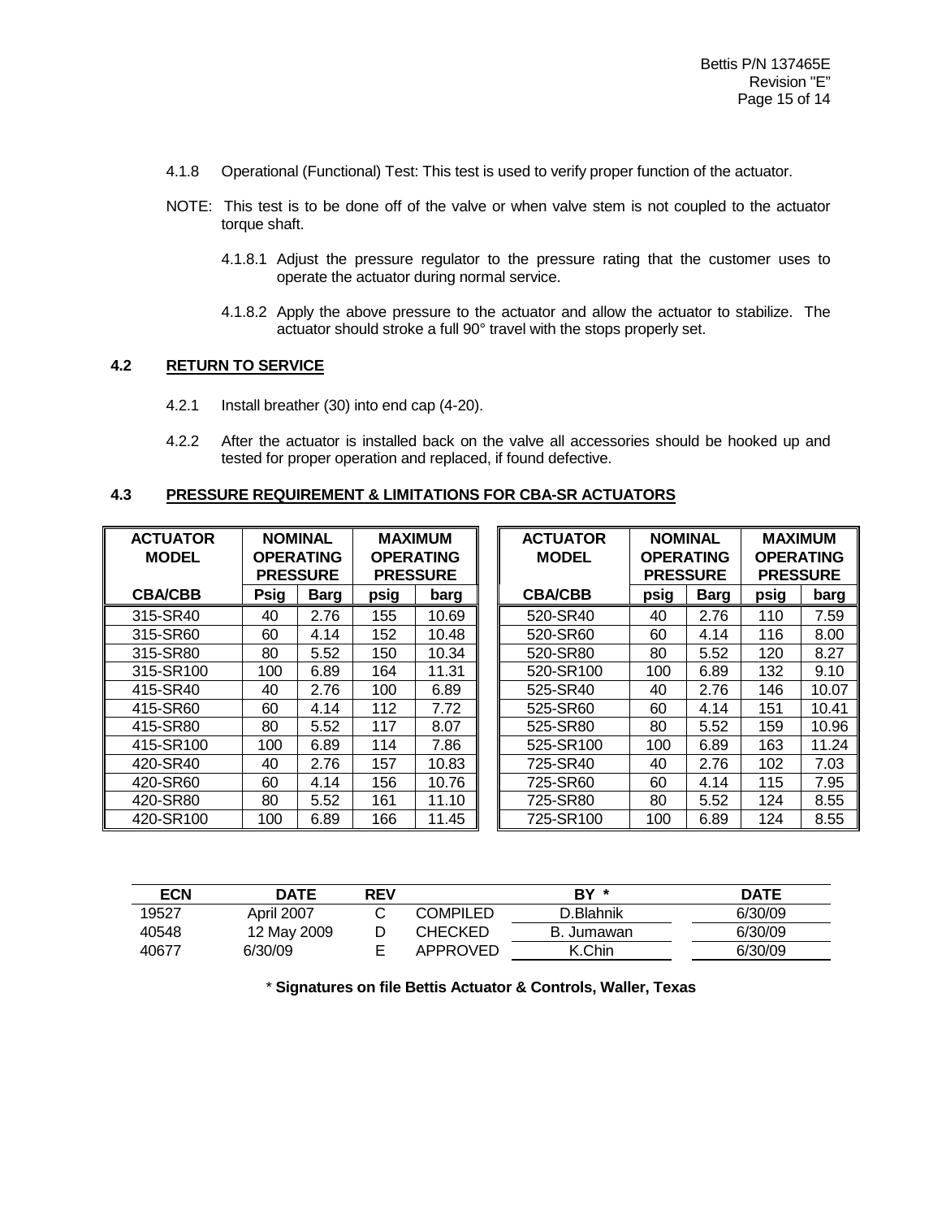4.1.8 Operational (Functional) Test: This test is used to verify proper function of the actuator.

NOTE: This test is to be done off of the valve or when valve stem is not coupled to the actuator torque shaft.

4.1.8.1 Adjust the pressure regulator to the pressure rating that the customer uses to operate the actuator during normal service.

4.1.8.2 Apply the above pressure to the actuator and allow the actuator to stabilize. The actuator should stroke a full 90° travel with the stops properly set.

## 4.2 RETURN TO SERVICE

4.2.1 Install breather (30) into end cap (4-20).

4.2.2 After the actuator is installed back on the valve all accessories should be hooked up and tested for proper operation and replaced, if found defective.

## 4.3 PRESSURE REQUIREMENT & LIMITATIONS FOR CBA-SR ACTUATORS

| ACTUATOR MODEL | NOMINAL OPERATING PRESSURE | | MAXIMUM OPERATING PRESSURE | |
|---|---|---|---|---|
| CBA/CBB | Psig | Barg | psig | barg |
| 315-SR40 | 40 | 2.76 | 155 | 10.69 |
| 315-SR60 | 60 | 4.14 | 152 | 10.48 |
| 315-SR80 | 80 | 5.52 | 150 | 10.34 |
| 315-SR100 | 100 | 6.89 | 164 | 11.31 |
| 415-SR40 | 40 | 2.76 | 100 | 6.89 |
| 415-SR60 | 60 | 4.14 | 112 | 7.72 |
| 415-SR80 | 80 | 5.52 | 117 | 8.07 |
| 415-SR100 | 100 | 6.89 | 114 | 7.86 |
| 420-SR40 | 40 | 2.76 | 157 | 10.83 |
| 420-SR60 | 60 | 4.14 | 156 | 10.76 |
| 420-SR80 | 80 | 5.52 | 161 | 11.10 |
| 420-SR100 | 100 | 6.89 | 166 | 11.45 |

| ACTUATOR MODEL | NOMINAL OPERATING PRESSURE | | MAXIMUM OPERATING PRESSURE | |
|---|---|---|---|---|
| CBA/CBB | psig | Barg | psig | barg |
| 520-SR40 | 40 | 2.76 | 110 | 7.59 |
| 520-SR60 | 60 | 4.14 | 116 | 8.00 |
| 520-SR80 | 80 | 5.52 | 120 | 8.27 |
| 520-SR100 | 100 | 6.89 | 132 | 9.10 |
| 525-SR40 | 40 | 2.76 | 146 | 10.07 |
| 525-SR60 | 60 | 4.14 | 151 | 10.41 |
| 525-SR80 | 80 | 5.52 | 159 | 10.96 |
| 525-SR100 | 100 | 6.89 | 163 | 11.24 |
| 725-SR40 | 40 | 2.76 | 102 | 7.03 |
| 725-SR60 | 60 | 4.14 | 115 | 7.95 |
| 725-SR80 | 80 | 5.52 | 124 | 8.55 |
| 725-SR100 | 100 | 6.89 | 124 | 8.55 |

| ECN | DATE | REV | | BY * | DATE |
|---|---|---|---|---|---|
| 19527 | April 2007 | C | COMPILED | D.Blahnik | 6/30/09 |
| 40548 | 12 May 2009 | D | CHECKED | B. Jumawan | 6/30/09 |
| 40677 | 6/30/09 | E | APPROVED | K.Chin | 6/30/09 |

* **Signatures on file Bettis Actuator & Controls, Waller, Texas**